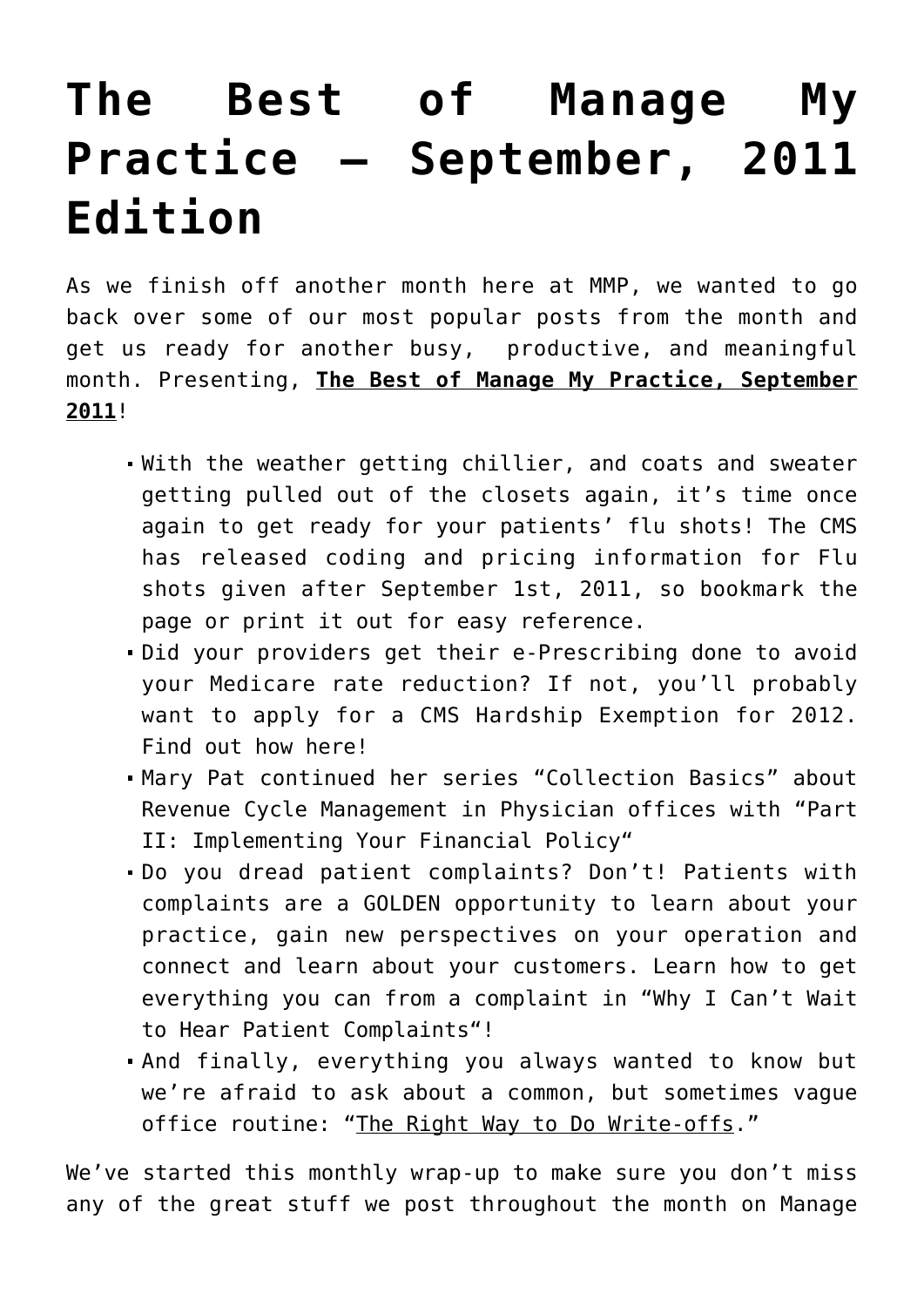# The Best of Manage My Practice – September, 2011 Edition

As we finish off another month here at MMP, we wanted to go back over some of our most popular posts from the month and get us ready for another busy, productive, and meaningful month. Presenting, **The Best of Manage My Practice, September 2011**!

- With the weather getting chillier, and coats and sweater getting pulled out of the closets again, it's time once again to get ready for your patients' flu shots! The CMS has released coding and pricing information for Flu shots given after September 1st, 2011, so bookmark the page or print it out for easy reference.
- Did your providers get their e-Prescribing done to avoid your Medicare rate reduction? If not, you'll probably want to apply for a CMS Hardship Exemption for 2012. Find out how here!
- Mary Pat continued her series "Collection Basics" about Revenue Cycle Management in Physician offices with "Part II: Implementing Your Financial Policy"
- Do you dread patient complaints? Don't! Patients with complaints are a GOLDEN opportunity to learn about your practice, gain new perspectives on your operation and connect and learn about your customers. Learn how to get everything you can from a complaint in "Why I Can't Wait to Hear Patient Complaints"!
- And finally, everything you always wanted to know but we're afraid to ask about a common, but sometimes vague office routine: "The Right Way to Do Write-offs."

We've started this monthly wrap-up to make sure you don't miss any of the great stuff we post throughout the month on Manage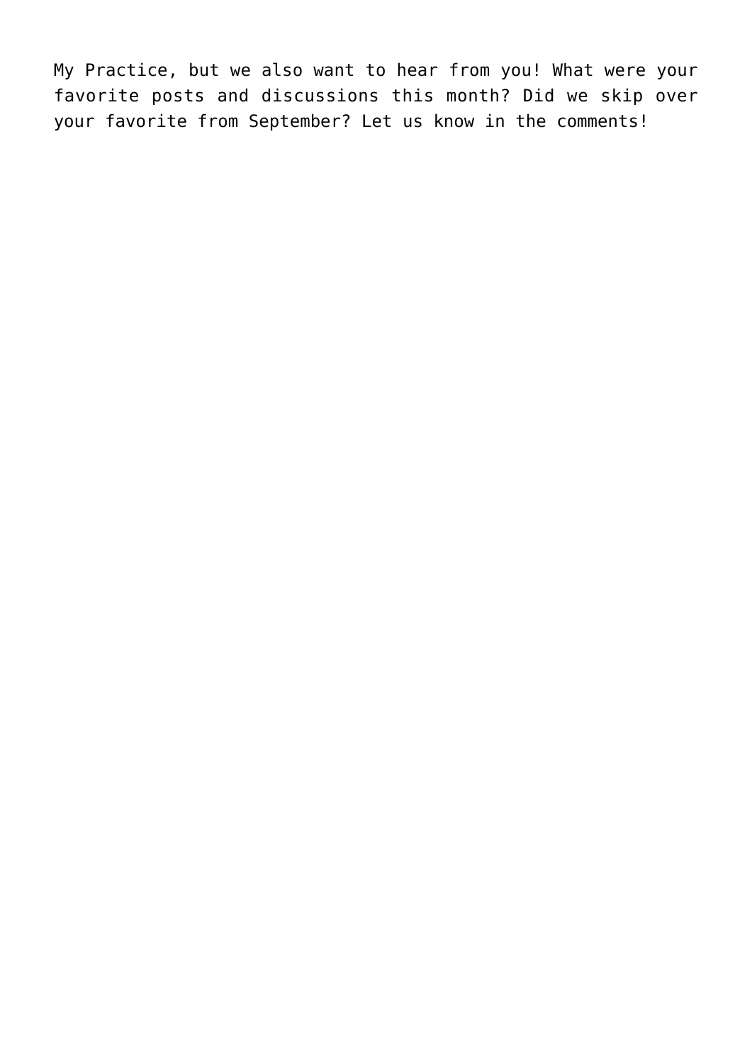My Practice, but we also want to hear from you! What were your favorite posts and discussions this month? Did we skip over your favorite from September? Let us know in the comments!